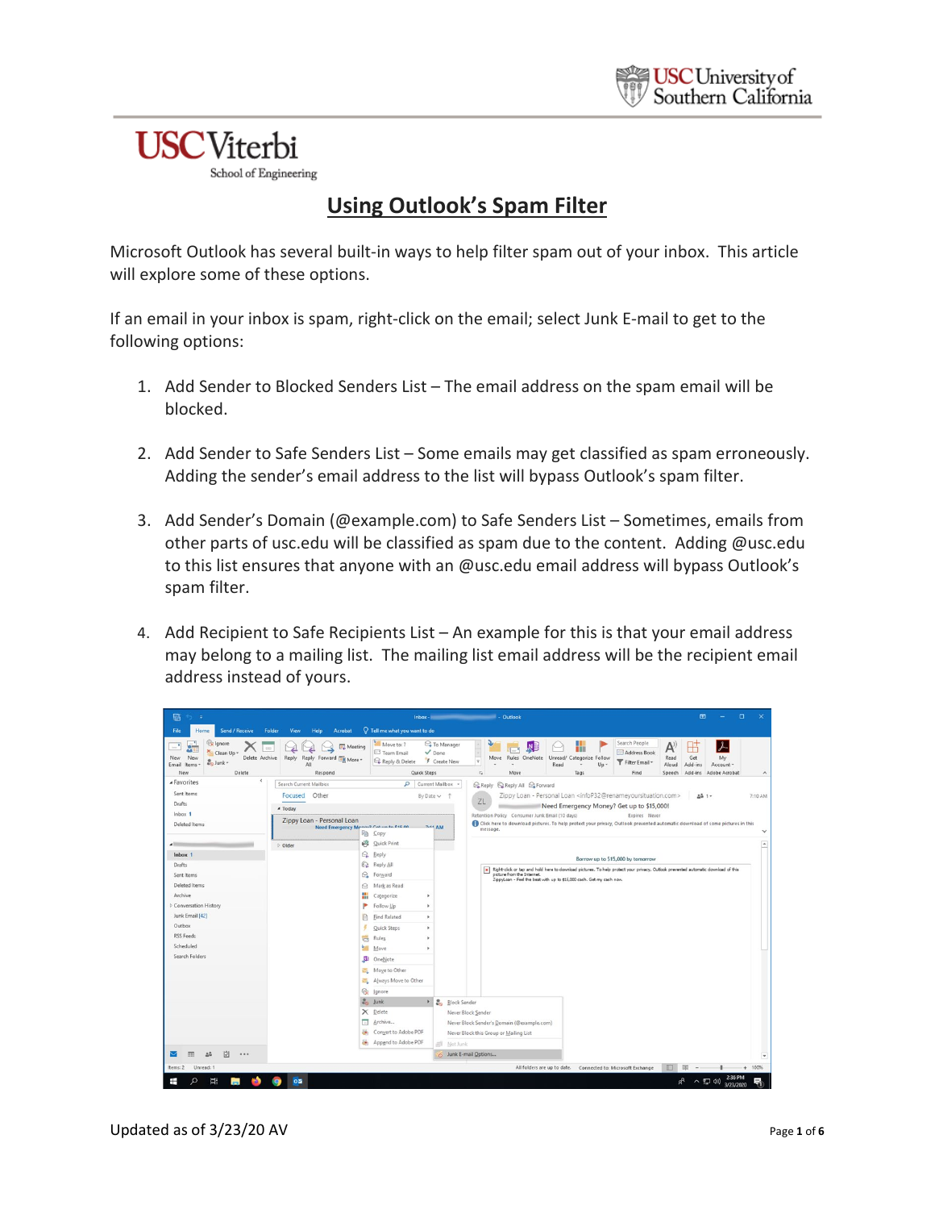# Using Outlook's Spam Filter

Microsoft Outlook has several built-in ways to help filter spam out of your inbox. This article will explore some of these options.

If an email in your inbox is spam, right-click on the email; select Junk E-mail to get to the following options:

1. Add Sender to Blocked Senders List – The email address on the spam email will be blocked.

2. Add Sender to Safe Senders List – Some emails may get classified as spam erroneously. Adding the sender's email address to the list will bypass Outlook's spam filter.

3. Add Sender's Domain (@example.com) to Safe Senders List – Sometimes, emails from other parts of usc.edu will be classified as spam due to the content. Adding @usc.edu to this list ensures that anyone with an @usc.edu email address will bypass Outlook's spam filter.

4. Add Recipient to Safe Recipients List – An example for this is that your email address may belong to a mailing list. The mailing list email address will be the recipient email address instead of yours.

Updated as of 3/23/20 AV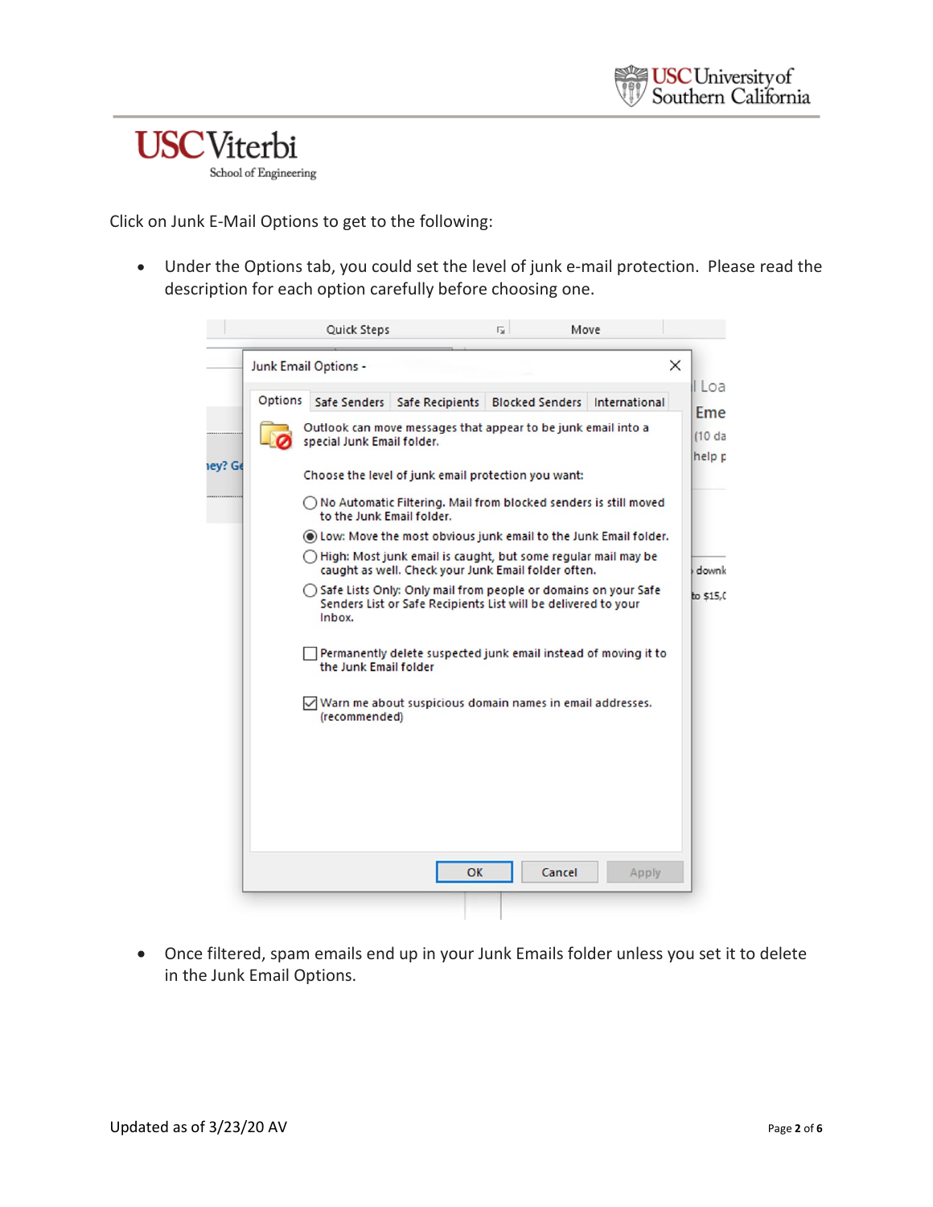Click on Junk E-Mail Options to get to the following:

- Under the Options tab, you could set the level of junk e-mail protection. Please read the description for each option carefully before choosing one.

- Once filtered, spam emails end up in your Junk Emails folder unless you set it to delete in the Junk Email Options.

Updated as of 3/23/20 AV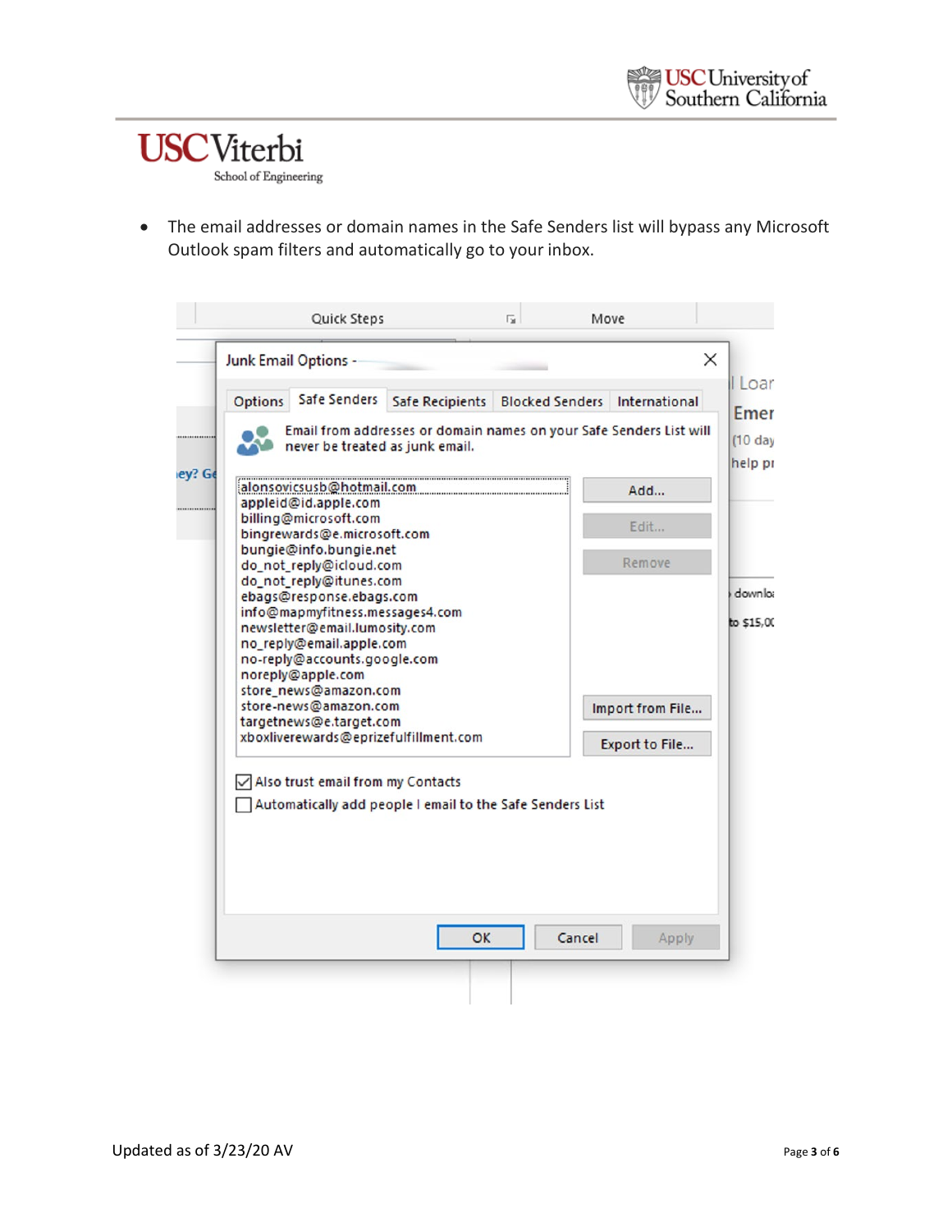- The email addresses or domain names in the Safe Senders list will bypass any Microsoft Outlook spam filters and automatically go to your inbox.

Junk Email Options -

Options | Safe Senders | Safe Recipients | Blocked Senders | International

Email from addresses or domain names on your Safe Senders List will never be treated as junk email.

- alonsovicsusb@hotmail.com
- appleid@id.apple.com
- billing@microsoft.com
- bingrewards@e.microsoft.com
- bungie@info.bungie.net
- do_not_reply@icloud.com
- do_not_reply@itunes.com
- ebags@response.ebags.com
- info@mapmyfitness.messages4.com
- newsletter@email.lumosity.com
- no_reply@email.apple.com
- no-reply@accounts.google.com
- noreply@apple.com
- store_news@amazon.com
- store-news@amazon.com
- targetnews@e.target.com
- xboxliverewards@eprizefulfillment.com

Add... | Edit... | Remove | Import from File... | Export to File...

☑ Also trust email from my Contacts

☐ Automatically add people I email to the Safe Senders List

OK | Cancel | Apply

Updated as of 3/23/20 AV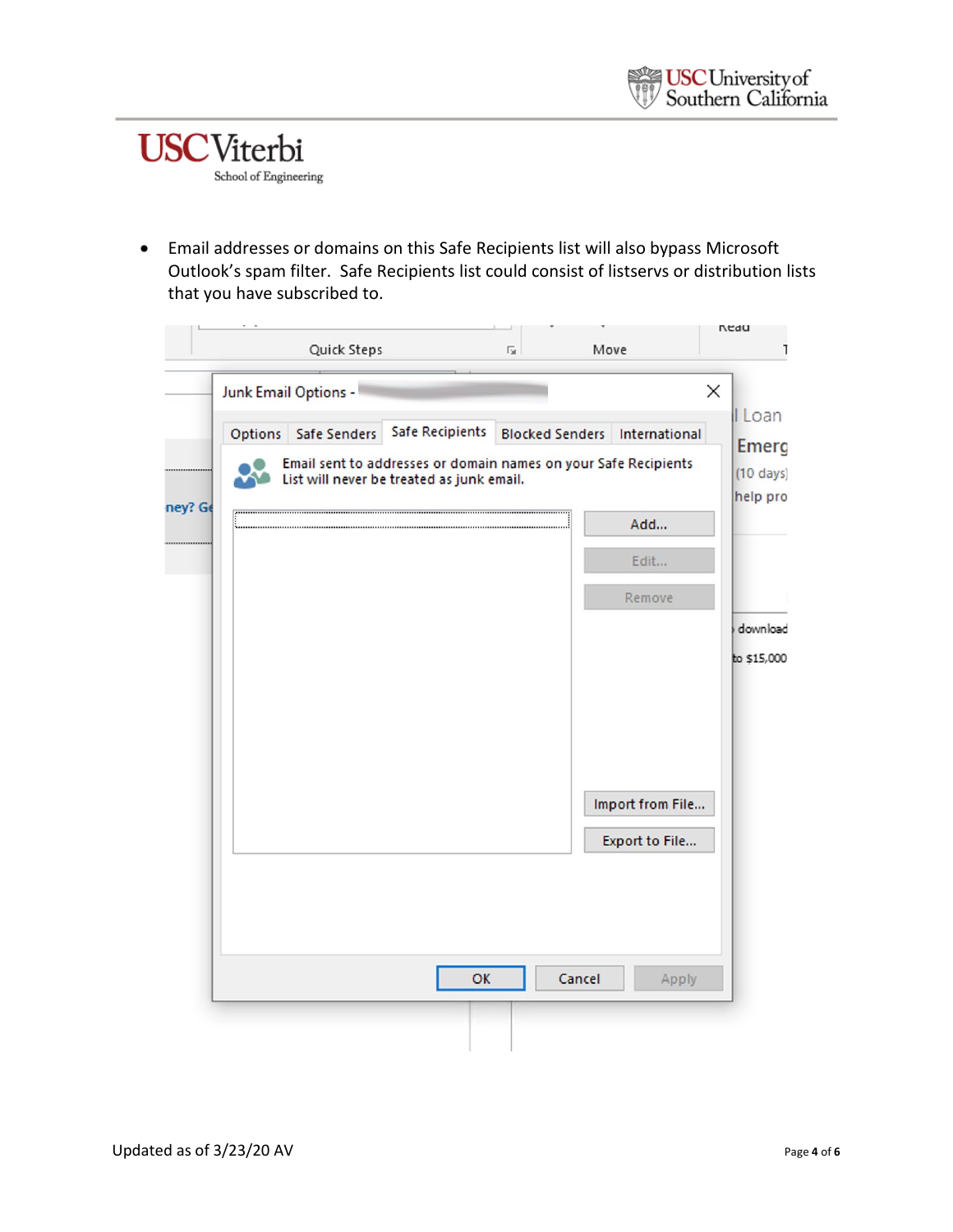- Email addresses or domains on this Safe Recipients list will also bypass Microsoft Outlook's spam filter. Safe Recipients list could consist of listservs or distribution lists that you have subscribed to.

Updated as of 3/23/20 AV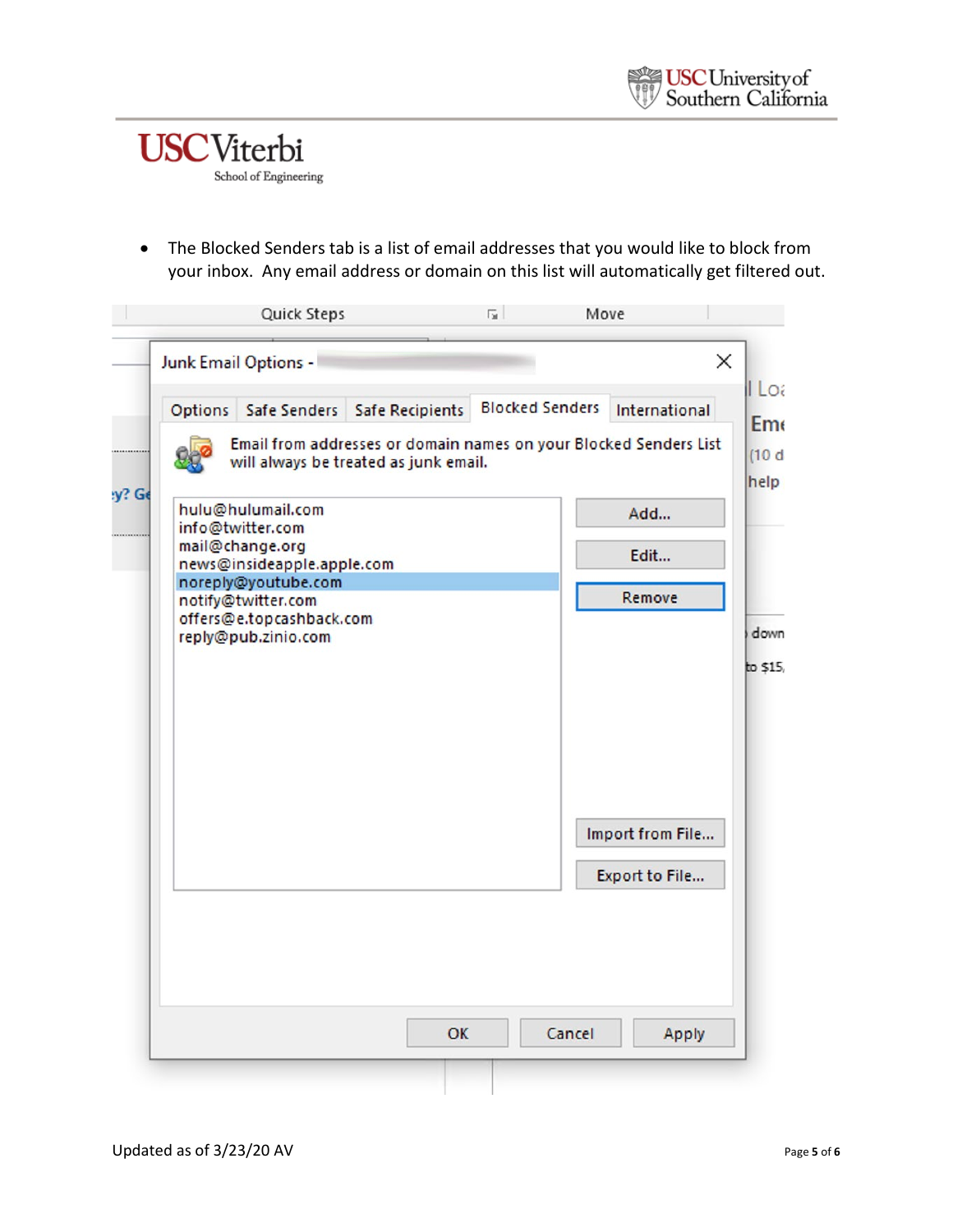- The Blocked Senders tab is a list of email addresses that you would like to block from your inbox. Any email address or domain on this list will automatically get filtered out.

Quick Steps Move

Junk Email Options -

Options | Safe Senders | Safe Recipients | Blocked Senders | International

Email from addresses or domain names on your Blocked Senders List will always be treated as junk email.

hulu@hulumail.com
info@twitter.com
mail@change.org
news@insideapple.apple.com
noreply@youtube.com
notify@twitter.com
offers@e.topcashback.com
reply@pub.zinio.com

Add...
Edit...
Remove
Import from File...
Export to File...

OK Cancel Apply

Updated as of 3/23/20 AV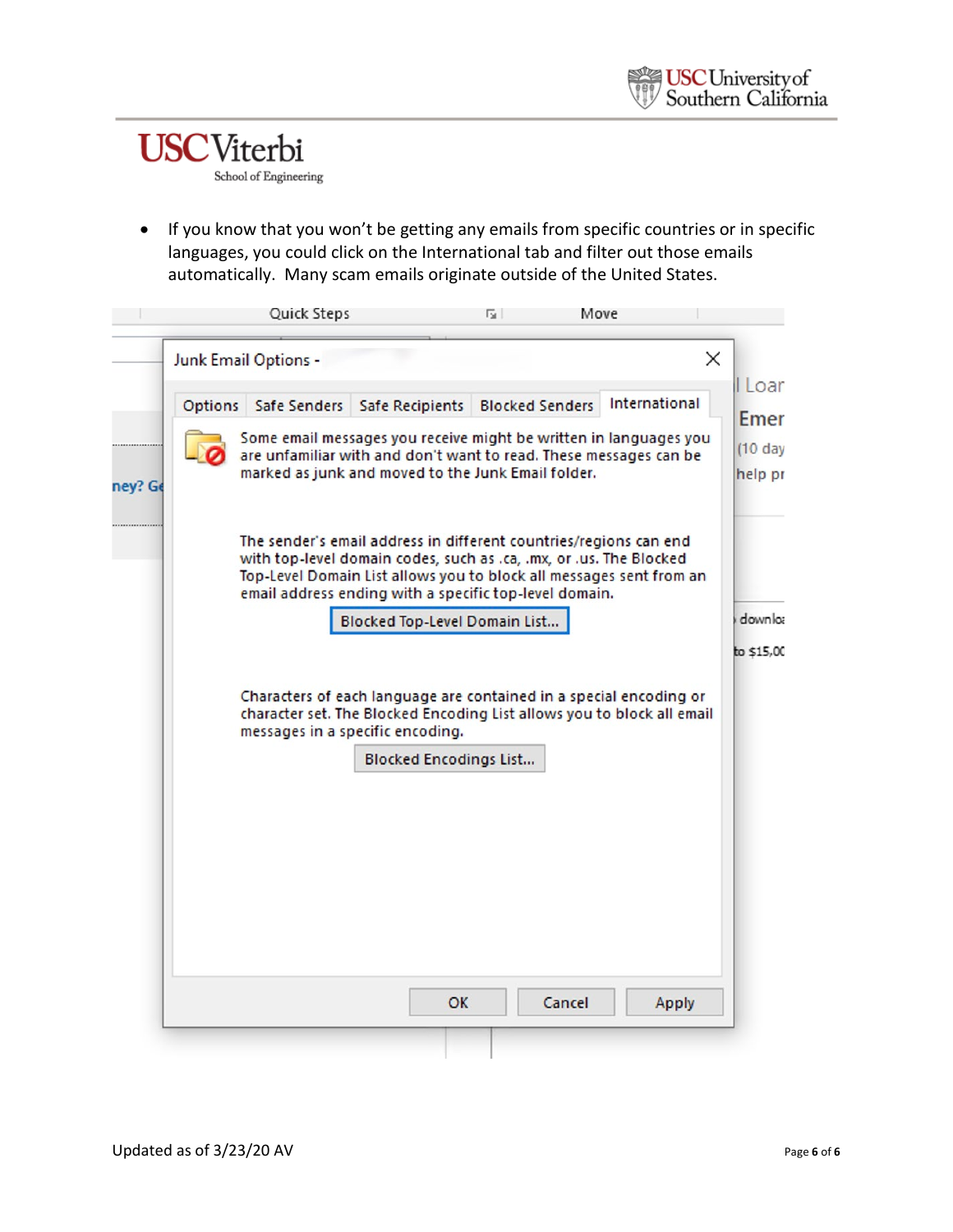- If you know that you won't be getting any emails from specific countries or in specific languages, you could click on the International tab and filter out those emails automatically. Many scam emails originate outside of the United States.

Quick Steps

Move

Junk Email Options -

Options | Safe Senders | Safe Recipients | Blocked Senders | International

Some email messages you receive might be written in languages you are unfamiliar with and don't want to read. These messages can be marked as junk and moved to the Junk Email folder.

The sender's email address in different countries/regions can end with top-level domain codes, such as .ca, .mx, or .us. The Blocked Top-Level Domain List allows you to block all messages sent from an email address ending with a specific top-level domain.

Blocked Top-Level Domain List...

Characters of each language are contained in a special encoding or character set. The Blocked Encoding List allows you to block all email messages in a specific encoding.

Blocked Encodings List...

OK | Cancel | Apply

Updated as of 3/23/20 AV